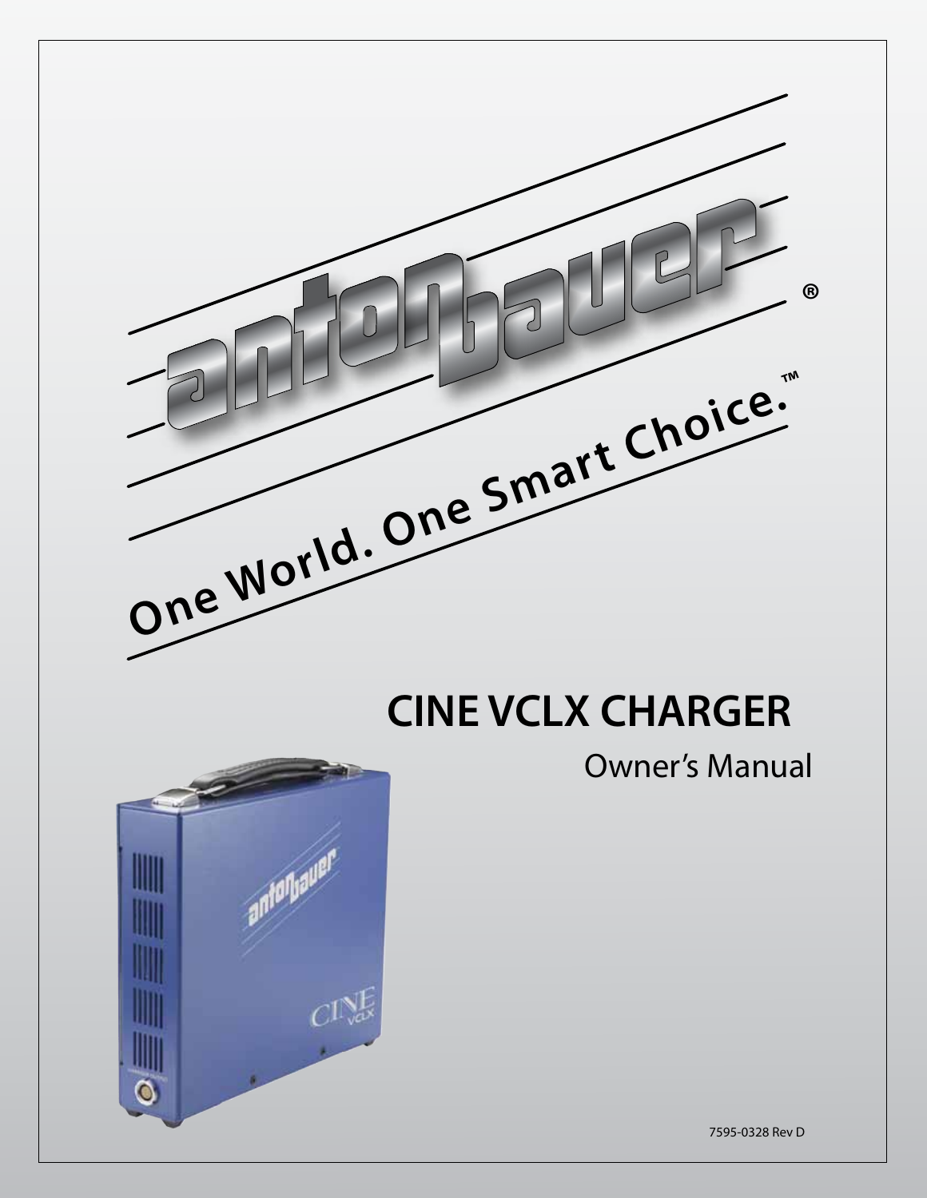antonbauer®

One World. One Smart Choice.™

# CINE VCLX CHARGER

Owner's Manual

7595-0328 Rev D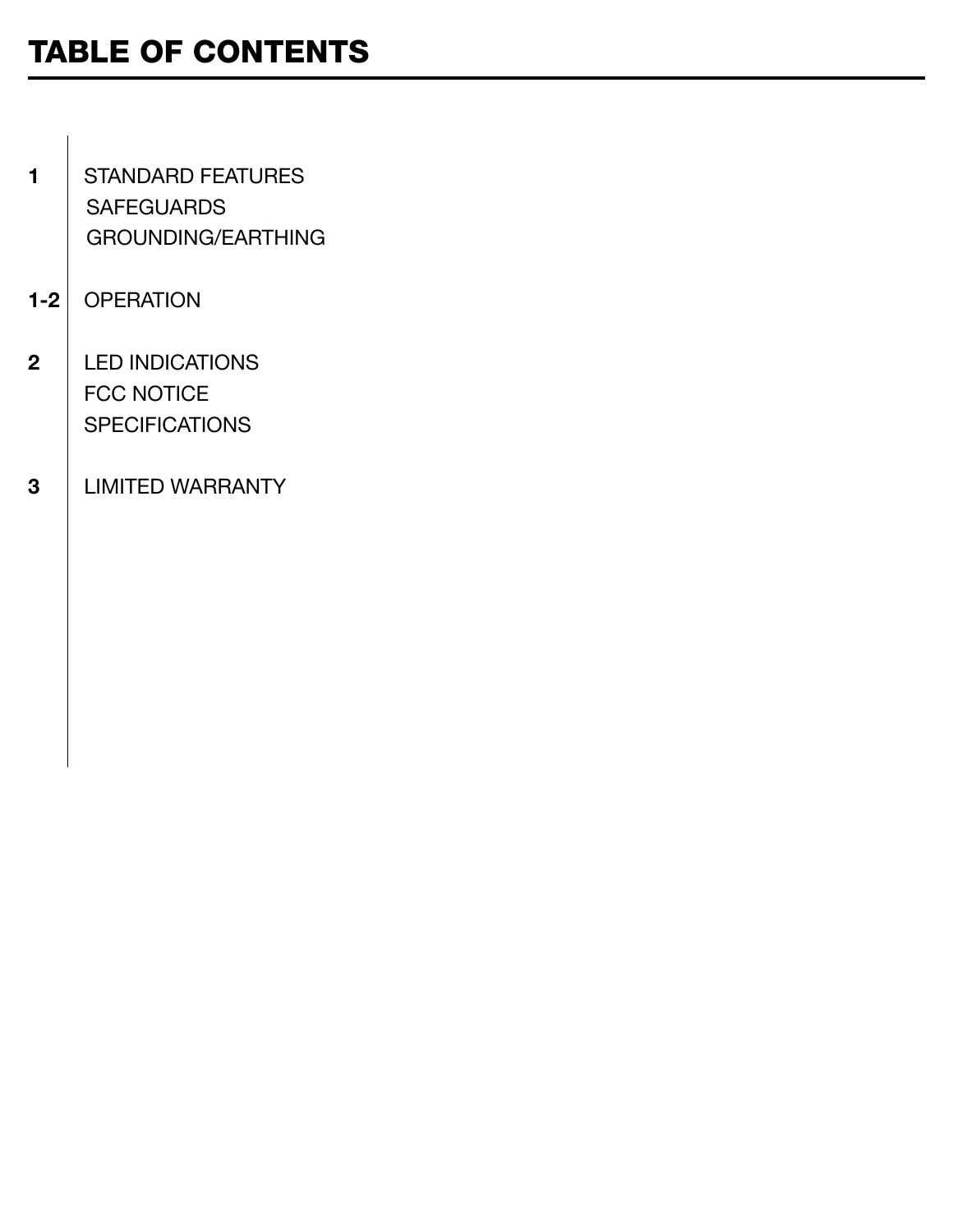# TABLE OF CONTENTS

| | |
|---|---|
| **1** | STANDARD FEATURES<br>SAFEGUARDS<br>GROUNDING/EARTHING |
| **1-2** | OPERATION |
| **2** | LED INDICATIONS<br>FCC NOTICE<br>SPECIFICATIONS |
| **3** | LIMITED WARRANTY |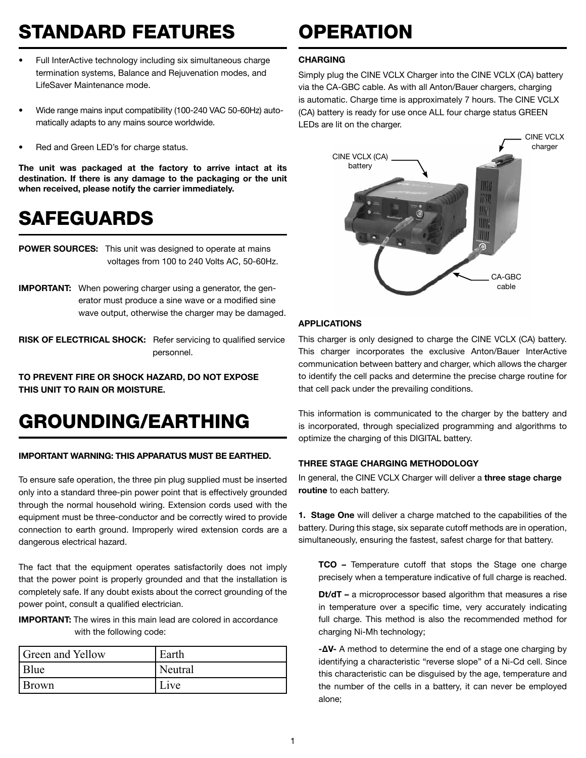# STANDARD FEATURES

- Full InterActive technology including six simultaneous charge termination systems, Balance and Rejuvenation modes, and LifeSaver Maintenance mode.
- Wide range mains input compatibility (100-240 VAC 50-60Hz) automatically adapts to any mains source worldwide.
- Red and Green LED's for charge status.

**The unit was packaged at the factory to arrive intact at its destination. If there is any damage to the packaging or the unit when received, please notify the carrier immediately.**

# SAFEGUARDS

**POWER SOURCES:** This unit was designed to operate at mains voltages from 100 to 240 Volts AC, 50-60Hz.

**IMPORTANT:** When powering charger using a generator, the generator must produce a sine wave or a modified sine wave output, otherwise the charger may be damaged.

**RISK OF ELECTRICAL SHOCK:** Refer servicing to qualified service personnel.

**TO PREVENT FIRE OR SHOCK HAZARD, DO NOT EXPOSE THIS UNIT TO RAIN OR MOISTURE.**

# GROUNDING/EARTHING

**IMPORTANT WARNING: THIS APPARATUS MUST BE EARTHED.**

To ensure safe operation, the three pin plug supplied must be inserted only into a standard three-pin power point that is effectively grounded through the normal household wiring. Extension cords used with the equipment must be three-conductor and be correctly wired to provide connection to earth ground. Improperly wired extension cords are a dangerous electrical hazard.

The fact that the equipment operates satisfactorily does not imply that the power point is properly grounded and that the installation is completely safe. If any doubt exists about the correct grounding of the power point, consult a qualified electrician.

**IMPORTANT:** The wires in this main lead are colored in accordance with the following code:

| Green and Yellow | Earth |
|---|---|
| Blue | Neutral |
| Brown | Live |

# OPERATION

### CHARGING

Simply plug the CINE VCLX Charger into the CINE VCLX (CA) battery via the CA-GBC cable. As with all Anton/Bauer chargers, charging is automatic. Charge time is approximately 7 hours. The CINE VCLX (CA) battery is ready for use once ALL four charge status GREEN LEDs are lit on the charger.

CINE VCLX charger

CINE VCLX (CA) battery

CA-GBC cable

### APPLICATIONS

This charger is only designed to charge the CINE VCLX (CA) battery. This charger incorporates the exclusive Anton/Bauer InterActive communication between battery and charger, which allows the charger to identify the cell packs and determine the precise charge routine for that cell pack under the prevailing conditions.

This information is communicated to the charger by the battery and is incorporated, through specialized programming and algorithms to optimize the charging of this DIGITAL battery.

### THREE STAGE CHARGING METHODOLOGY

In general, the CINE VCLX Charger will deliver a **three stage charge routine** to each battery.

**1. Stage One** will deliver a charge matched to the capabilities of the battery. During this stage, six separate cutoff methods are in operation, simultaneously, ensuring the fastest, safest charge for that battery.

**TCO –** Temperature cutoff that stops the Stage one charge precisely when a temperature indicative of full charge is reached.

**Dt/dT –** a microprocessor based algorithm that measures a rise in temperature over a specific time, very accurately indicating full charge. This method is also the recommended method for charging Ni-Mh technology;

**-ΔV-** A method to determine the end of a stage one charging by identifying a characteristic "reverse slope" of a Ni-Cd cell. Since this characteristic can be disguised by the age, temperature and the number of the cells in a battery, it can never be employed alone;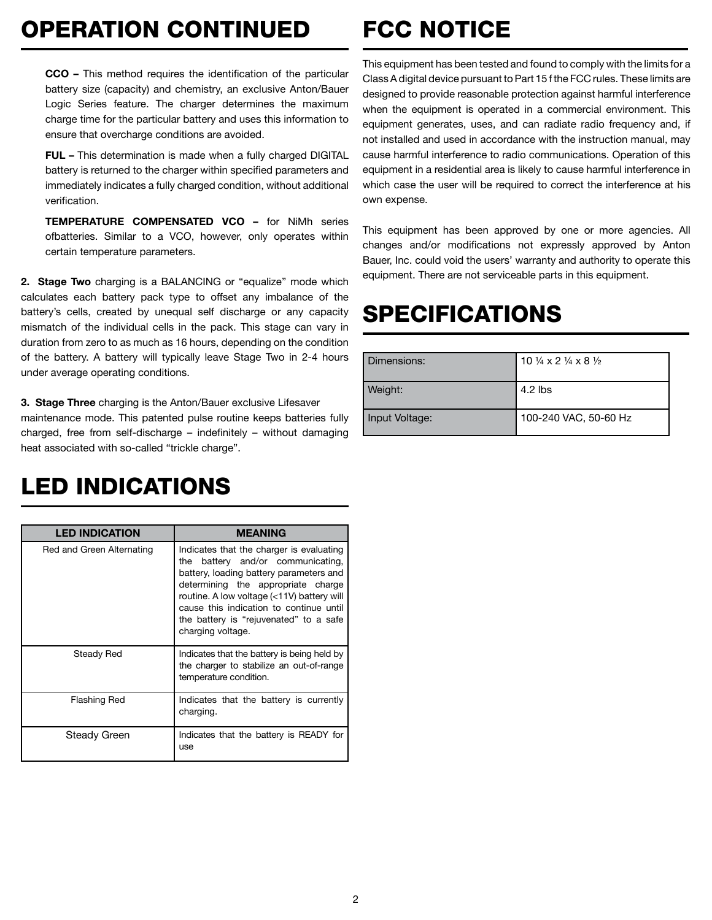# OPERATION CONTINUED

**CCO –** This method requires the identification of the particular battery size (capacity) and chemistry, an exclusive Anton/Bauer Logic Series feature. The charger determines the maximum charge time for the particular battery and uses this information to ensure that overcharge conditions are avoided.

**FUL –** This determination is made when a fully charged DIGITAL battery is returned to the charger within specified parameters and immediately indicates a fully charged condition, without additional verification.

**TEMPERATURE COMPENSATED VCO –** for NiMh series ofbatteries. Similar to a VCO, however, only operates within certain temperature parameters.

**2. Stage Two** charging is a BALANCING or "equalize" mode which calculates each battery pack type to offset any imbalance of the battery's cells, created by unequal self discharge or any capacity mismatch of the individual cells in the pack. This stage can vary in duration from zero to as much as 16 hours, depending on the condition of the battery. A battery will typically leave Stage Two in 2-4 hours under average operating conditions.

**3. Stage Three** charging is the Anton/Bauer exclusive Lifesaver maintenance mode. This patented pulse routine keeps batteries fully charged, free from self-discharge – indefinitely – without damaging heat associated with so-called "trickle charge".

# LED INDICATIONS

| LED INDICATION | MEANING |
|---|---|
| Red and Green Alternating | Indicates that the charger is evaluating the battery and/or communicating, battery, loading battery parameters and determining the appropriate charge routine. A low voltage (<11V) battery will cause this indication to continue until the battery is "rejuvenated" to a safe charging voltage. |
| Steady Red | Indicates that the battery is being held by the charger to stabilize an out-of-range temperature condition. |
| Flashing Red | Indicates that the battery is currently charging. |
| Steady Green | Indicates that the battery is READY for use |

# FCC NOTICE

This equipment has been tested and found to comply with the limits for a Class A digital device pursuant to Part 15 f the FCC rules. These limits are designed to provide reasonable protection against harmful interference when the equipment is operated in a commercial environment. This equipment generates, uses, and can radiate radio frequency and, if not installed and used in accordance with the instruction manual, may cause harmful interference to radio communications. Operation of this equipment in a residential area is likely to cause harmful interference in which case the user will be required to correct the interference at his own expense.

This equipment has been approved by one or more agencies. All changes and/or modifications not expressly approved by Anton Bauer, Inc. could void the users' warranty and authority to operate this equipment. There are not serviceable parts in this equipment.

# SPECIFICATIONS

| | |
|---|---|
| Dimensions: | 10 ¼ x 2 ¼ x 8 ½ |
| Weight: | 4.2 lbs |
| Input Voltage: | 100-240 VAC, 50-60 Hz |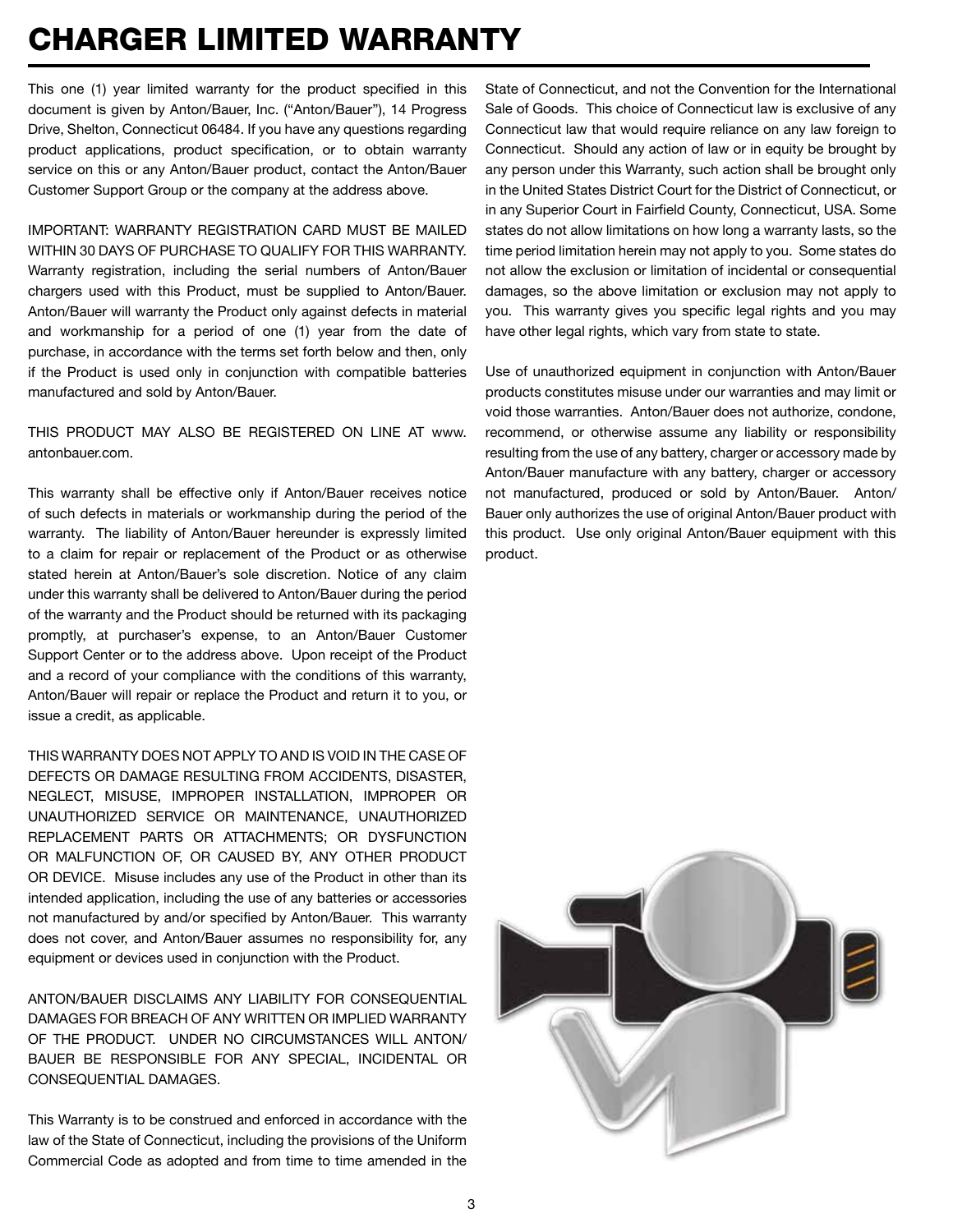# CHARGER LIMITED WARRANTY

This one (1) year limited warranty for the product specified in this document is given by Anton/Bauer, Inc. ("Anton/Bauer"), 14 Progress Drive, Shelton, Connecticut 06484. If you have any questions regarding product applications, product specification, or to obtain warranty service on this or any Anton/Bauer product, contact the Anton/Bauer Customer Support Group or the company at the address above.

IMPORTANT: WARRANTY REGISTRATION CARD MUST BE MAILED WITHIN 30 DAYS OF PURCHASE TO QUALIFY FOR THIS WARRANTY. Warranty registration, including the serial numbers of Anton/Bauer chargers used with this Product, must be supplied to Anton/Bauer. Anton/Bauer will warranty the Product only against defects in material and workmanship for a period of one (1) year from the date of purchase, in accordance with the terms set forth below and then, only if the Product is used only in conjunction with compatible batteries manufactured and sold by Anton/Bauer.

THIS PRODUCT MAY ALSO BE REGISTERED ON LINE AT www.antonbauer.com.

This warranty shall be effective only if Anton/Bauer receives notice of such defects in materials or workmanship during the period of the warranty. The liability of Anton/Bauer hereunder is expressly limited to a claim for repair or replacement of the Product or as otherwise stated herein at Anton/Bauer's sole discretion. Notice of any claim under this warranty shall be delivered to Anton/Bauer during the period of the warranty and the Product should be returned with its packaging promptly, at purchaser's expense, to an Anton/Bauer Customer Support Center or to the address above. Upon receipt of the Product and a record of your compliance with the conditions of this warranty, Anton/Bauer will repair or replace the Product and return it to you, or issue a credit, as applicable.

THIS WARRANTY DOES NOT APPLY TO AND IS VOID IN THE CASE OF DEFECTS OR DAMAGE RESULTING FROM ACCIDENTS, DISASTER, NEGLECT, MISUSE, IMPROPER INSTALLATION, IMPROPER OR UNAUTHORIZED SERVICE OR MAINTENANCE, UNAUTHORIZED REPLACEMENT PARTS OR ATTACHMENTS; OR DYSFUNCTION OR MALFUNCTION OF, OR CAUSED BY, ANY OTHER PRODUCT OR DEVICE. Misuse includes any use of the Product in other than its intended application, including the use of any batteries or accessories not manufactured by and/or specified by Anton/Bauer. This warranty does not cover, and Anton/Bauer assumes no responsibility for, any equipment or devices used in conjunction with the Product.

ANTON/BAUER DISCLAIMS ANY LIABILITY FOR CONSEQUENTIAL DAMAGES FOR BREACH OF ANY WRITTEN OR IMPLIED WARRANTY OF THE PRODUCT. UNDER NO CIRCUMSTANCES WILL ANTON/BAUER BE RESPONSIBLE FOR ANY SPECIAL, INCIDENTAL OR CONSEQUENTIAL DAMAGES.

This Warranty is to be construed and enforced in accordance with the law of the State of Connecticut, including the provisions of the Uniform Commercial Code as adopted and from time to time amended in the State of Connecticut, and not the Convention for the International Sale of Goods. This choice of Connecticut law is exclusive of any Connecticut law that would require reliance on any law foreign to Connecticut. Should any action of law or in equity be brought by any person under this Warranty, such action shall be brought only in the United States District Court for the District of Connecticut, or in any Superior Court in Fairfield County, Connecticut, USA. Some states do not allow limitations on how long a warranty lasts, so the time period limitation herein may not apply to you. Some states do not allow the exclusion or limitation of incidental or consequential damages, so the above limitation or exclusion may not apply to you. This warranty gives you specific legal rights and you may have other legal rights, which vary from state to state.

Use of unauthorized equipment in conjunction with Anton/Bauer products constitutes misuse under our warranties and may limit or void those warranties. Anton/Bauer does not authorize, condone, recommend, or otherwise assume any liability or responsibility resulting from the use of any battery, charger or accessory made by Anton/Bauer manufacture with any battery, charger or accessory not manufactured, produced or sold by Anton/Bauer. Anton/Bauer only authorizes the use of original Anton/Bauer product with this product. Use only original Anton/Bauer equipment with this product.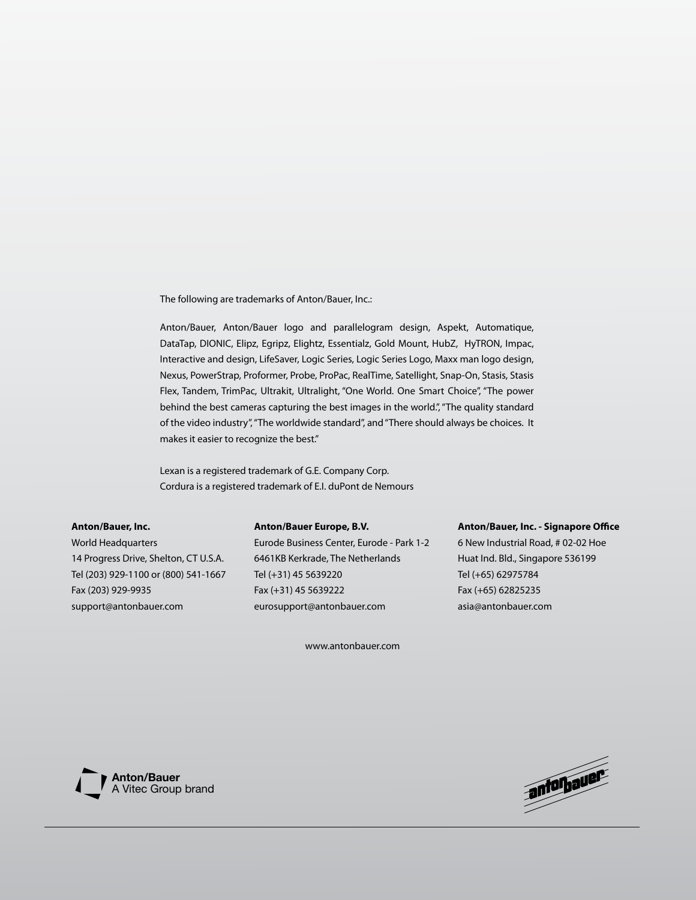The following are trademarks of Anton/Bauer, Inc.:

Anton/Bauer, Anton/Bauer logo and parallelogram design, Aspekt, Automatique, DataTap, DIONIC, Elipz, Egripz, Elightz, Essentialz, Gold Mount, HubZ, HyTRON, Impac, Interactive and design, LifeSaver, Logic Series, Logic Series Logo, Maxx man logo design, Nexus, PowerStrap, Proformer, Probe, ProPac, RealTime, Satellight, Snap-On, Stasis, Stasis Flex, Tandem, TrimPac, Ultrakit, Ultralight, "One World. One Smart Choice", "The power behind the best cameras capturing the best images in the world.", "The quality standard of the video industry", "The worldwide standard", and "There should always be choices. It makes it easier to recognize the best."

Lexan is a registered trademark of G.E. Company Corp.
Cordura is a registered trademark of E.I. duPont de Nemours

**Anton/Bauer, Inc.**
World Headquarters
14 Progress Drive, Shelton, CT U.S.A.
Tel (203) 929-1100 or (800) 541-1667
Fax (203) 929-9935
support@antonbauer.com

**Anton/Bauer Europe, B.V.**
Eurode Business Center, Eurode - Park 1-2
6461KB Kerkrade, The Netherlands
Tel (+31) 45 5639220
Fax (+31) 45 5639222
eurosupport@antonbauer.com

**Anton/Bauer, Inc. - Signapore Office**
6 New Industrial Road, # 02-02 Hoe
Huat Ind. Bld., Singapore 536199
Tel (+65) 62975784
Fax (+65) 62825235
asia@antonbauer.com

www.antonbauer.com

**Anton/Bauer**
A Vitec Group brand

antonbauer